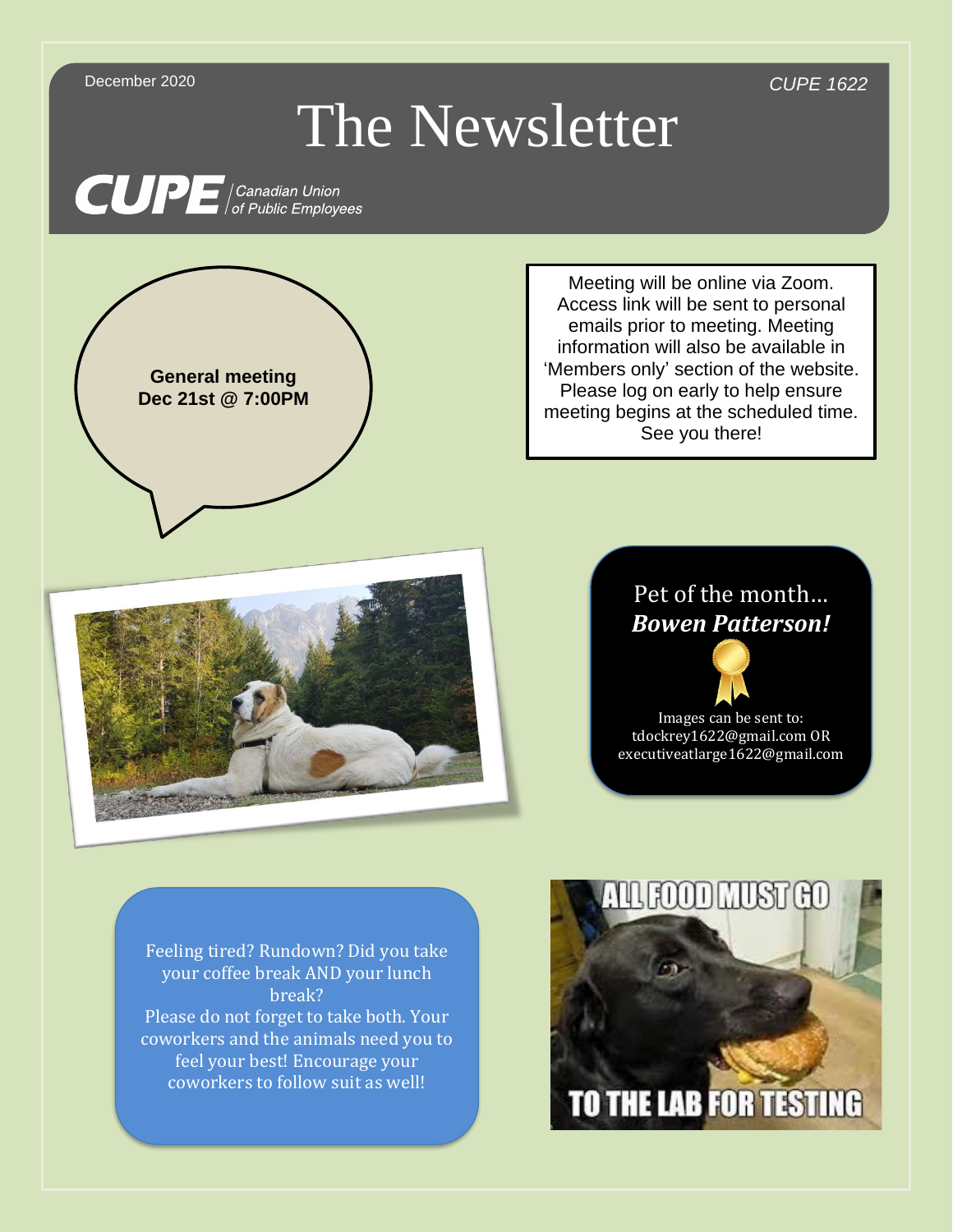December 2020

CUPE 1622

# The Newsletter

CUPE | Canadian Union of Public Employees

**General meeting**
**Dec 21st @ 7:00PM**

Meeting will be online via Zoom. Access link will be sent to personal emails prior to meeting. Meeting information will also be available in 'Members only' section of the website. Please log on early to help ensure meeting begins at the scheduled time. See you there!

## Pet of the month… ***Bowen Patterson!***

Images can be sent to: tdockrey1622@gmail.com OR executiveatlarge1622@gmail.com

Feeling tired? Rundown? Did you take your coffee break AND your lunch break?
Please do not forget to take both. Your coworkers and the animals need you to feel your best! Encourage your coworkers to follow suit as well!

ALL FOOD MUST GO

TO THE LAB FOR TESTING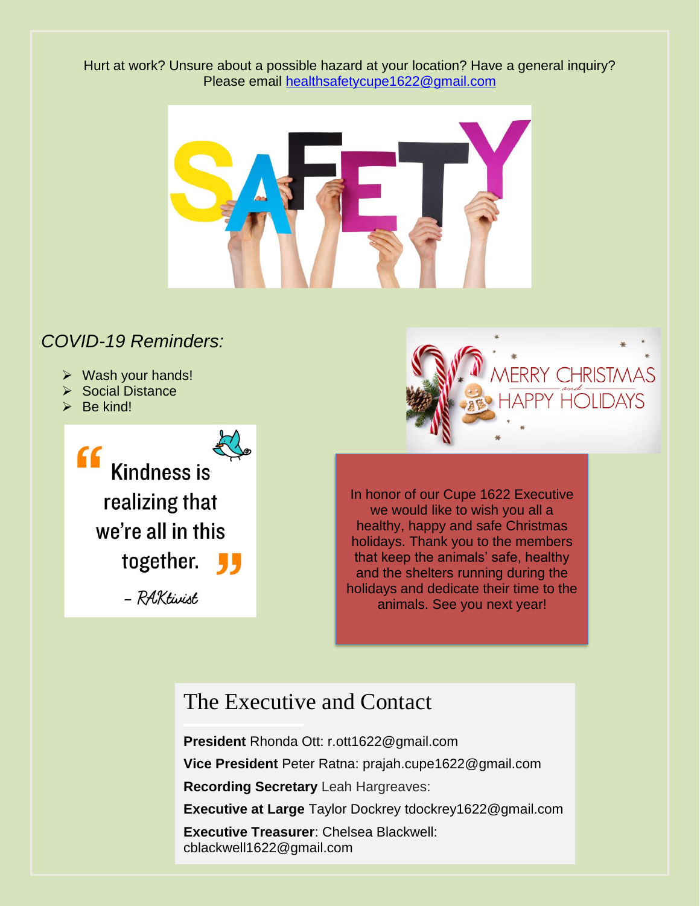Hurt at work? Unsure about a possible hazard at your location? Have a general inquiry? Please email healthsafetycupe1622@gmail.com

## *COVID-19 Reminders:*

- Wash your hands!
- Social Distance
- Be kind!

“Kindness is realizing that we're all in this together.” – RAKtivist

MERRY CHRISTMAS and HAPPY HOLIDAYS

In honor of our Cupe 1622 Executive we would like to wish you all a healthy, happy and safe Christmas holidays. Thank you to the members that keep the animals' safe, healthy and the shelters running during the holidays and dedicate their time to the animals. See you next year!

## The Executive and Contact

**President** Rhonda Ott: r.ott1622@gmail.com

**Vice President** Peter Ratna: prajah.cupe1622@gmail.com

**Recording Secretary** Leah Hargreaves:

**Executive at Large** Taylor Dockrey tdockrey1622@gmail.com

**Executive Treasurer**: Chelsea Blackwell: cblackwell1622@gmail.com